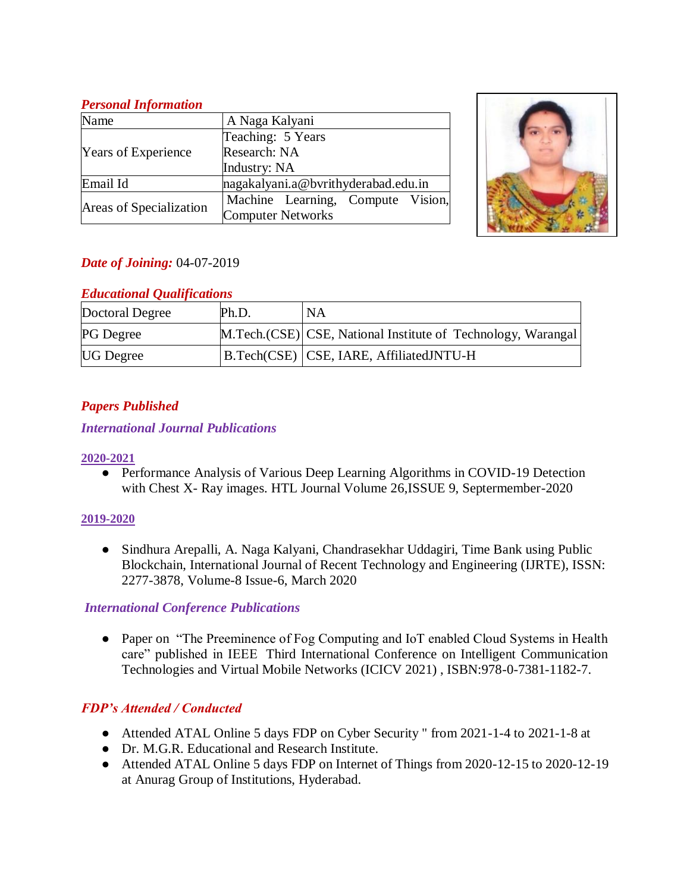## *Personal Information*

| Name | A Naga Kalyani |
|---|---|
| Years of Experience | Teaching: 5 Years<br>Research: NA<br>Industry: NA |
| Email Id | nagakalyani.a@bvrithyderabad.edu.in |
| Areas of Specialization | Machine Learning, Compute Vision, Computer Networks |

***Date of Joining:*** 04-07-2019

## *Educational Qualifications*

| Doctoral Degree | Ph.D. | NA |
|---|---|---|
| PG Degree | M.Tech.(CSE) | CSE, National Institute of Technology, Warangal |
| UG Degree | B.Tech(CSE) | CSE, IARE, AffiliatedJNTU-H |

## *Papers Published*

### *International Journal Publications*

**2020-2021**

- Performance Analysis of Various Deep Learning Algorithms in COVID-19 Detection with Chest X- Ray images. HTL Journal Volume 26,ISSUE 9, Septermember-2020

**2019-2020**

- Sindhura Arepalli, A. Naga Kalyani, Chandrasekhar Uddagiri, Time Bank using Public Blockchain, International Journal of Recent Technology and Engineering (IJRTE), ISSN: 2277-3878, Volume-8 Issue-6, March 2020

### *International Conference Publications*

- Paper on "The Preeminence of Fog Computing and IoT enabled Cloud Systems in Health care" published in IEEE Third International Conference on Intelligent Communication Technologies and Virtual Mobile Networks (ICICV 2021) , ISBN:978-0-7381-1182-7.

## *FDP's Attended / Conducted*

- Attended ATAL Online 5 days FDP on Cyber Security " from 2021-1-4 to 2021-1-8 at
- Dr. M.G.R. Educational and Research Institute.
- Attended ATAL Online 5 days FDP on Internet of Things from 2020-12-15 to 2020-12-19 at Anurag Group of Institutions, Hyderabad.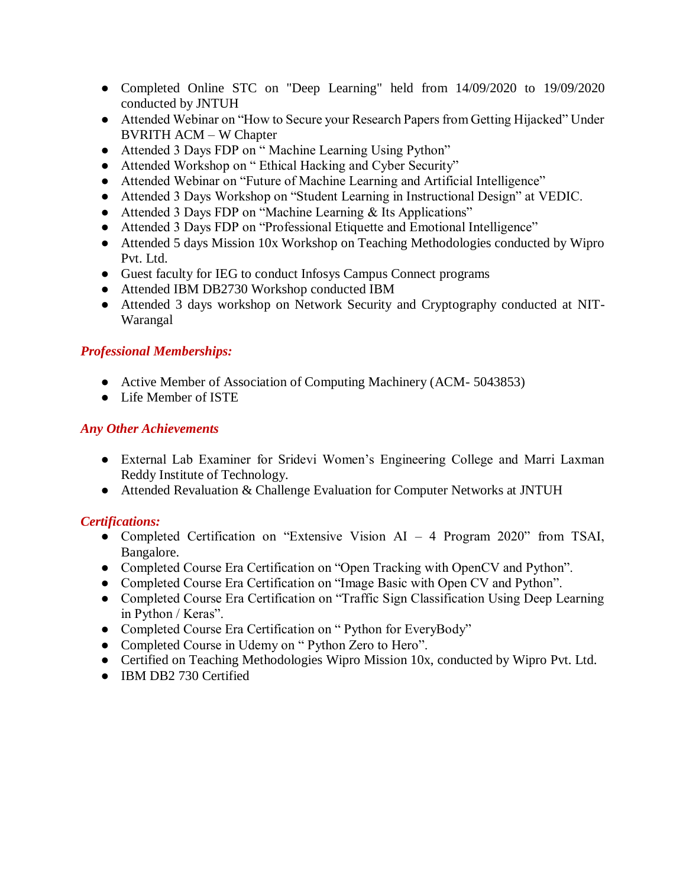- Completed Online STC on "Deep Learning" held from 14/09/2020 to 19/09/2020 conducted by JNTUH
- Attended Webinar on "How to Secure your Research Papers from Getting Hijacked" Under BVRITH ACM – W Chapter
- Attended 3 Days FDP on " Machine Learning Using Python"
- Attended Workshop on " Ethical Hacking and Cyber Security"
- Attended Webinar on "Future of Machine Learning and Artificial Intelligence"
- Attended 3 Days Workshop on "Student Learning in Instructional Design" at VEDIC.
- Attended 3 Days FDP on "Machine Learning & Its Applications"
- Attended 3 Days FDP on "Professional Etiquette and Emotional Intelligence"
- Attended 5 days Mission 10x Workshop on Teaching Methodologies conducted by Wipro Pvt. Ltd.
- Guest faculty for IEG to conduct Infosys Campus Connect programs
- Attended IBM DB2730 Workshop conducted IBM
- Attended 3 days workshop on Network Security and Cryptography conducted at NIT-Warangal

### *Professional Memberships:*

- Active Member of Association of Computing Machinery (ACM- 5043853)
- Life Member of ISTE

### *Any Other Achievements*

- External Lab Examiner for Sridevi Women's Engineering College and Marri Laxman Reddy Institute of Technology.
- Attended Revaluation & Challenge Evaluation for Computer Networks at JNTUH

### *Certifications:*

- Completed Certification on "Extensive Vision AI – 4 Program 2020" from TSAI, Bangalore.
- Completed Course Era Certification on "Open Tracking with OpenCV and Python".
- Completed Course Era Certification on "Image Basic with Open CV and Python".
- Completed Course Era Certification on "Traffic Sign Classification Using Deep Learning in Python / Keras".
- Completed Course Era Certification on " Python for EveryBody"
- Completed Course in Udemy on " Python Zero to Hero".
- Certified on Teaching Methodologies Wipro Mission 10x, conducted by Wipro Pvt. Ltd.
- IBM DB2 730 Certified